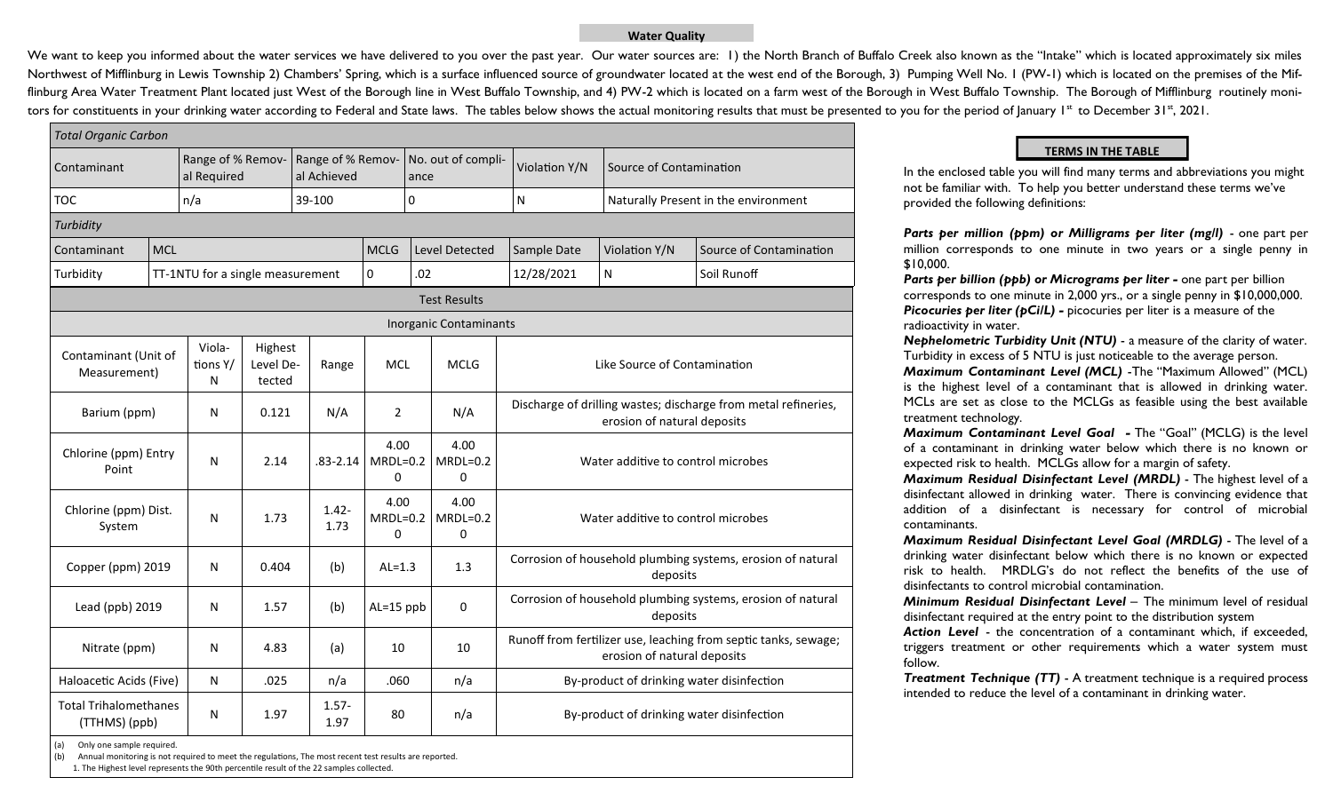## Water Quality

We want to keep you informed about the water services we have delivered to you over the past year. Our water sources are: 1) the North Branch of Buffalo Creek also known as the "Intake" which is located approximately six miles Northwest of Mifflinburg in Lewis Township 2) Chambers' Spring, which is a surface influenced source of groundwater located at the west end of the Borough, 3) Pumping Well No. 1 (PW-1) which is located on the premises of the Mifflinburg Area Water Treatment Plant located just West of the Borough line in West Buffalo Township, and 4) PW-2 which is located on a farm west of the Borough in West Buffalo Township. The Borough of Mifflinburg routinely monitors for constituents in your drinking water according to Federal and State laws. The tables below shows the actual monitoring results that must be presented to you for the period of January 1st to December 31st, 2021.

*Total Organic Carbon*

| Contaminant | Range of % Removal Required | Range of % Removal Achieved | No. out of compliance | Violation Y/N | Source of Contamination |
|---|---|---|---|---|---|
| TOC | n/a | 39-100 | 0 | N | Naturally Present in the environment |

*Turbidity*

| Contaminant | MCL | MCLG | Level Detected | Sample Date | Violation Y/N | Source of Contamination |
|---|---|---|---|---|---|---|
| Turbidity | TT-1NTU for a single measurement | 0 | .02 | 12/28/2021 | N | Soil Runoff |

**Test Results**

**Inorganic Contaminants**

| Contaminant (Unit of Measurement) | Violations Y/N | Highest Level Detected | Range | MCL | MCLG | Like Source of Contamination |
|---|---|---|---|---|---|---|
| Barium (ppm) | N | 0.121 | N/A | 2 | N/A | Discharge of drilling wastes; discharge from metal refineries, erosion of natural deposits |
| Chlorine (ppm) Entry Point | N | 2.14 | .83-2.14 | 4.00 MRDL=0.20 | 4.00 MRDL=0.20 | Water additive to control microbes |
| Chlorine (ppm) Dist. System | N | 1.73 | 1.42-1.73 | 4.00 MRDL=0.20 | 4.00 MRDL=0.20 | Water additive to control microbes |
| Copper (ppm) 2019 | N | 0.404 | (b) | AL=1.3 | 1.3 | Corrosion of household plumbing systems, erosion of natural deposits |
| Lead (ppb) 2019 | N | 1.57 | (b) | AL=15 ppb | 0 | Corrosion of household plumbing systems, erosion of natural deposits |
| Nitrate (ppm) | N | 4.83 | (a) | 10 | 10 | Runoff from fertilizer use, leaching from septic tanks, sewage; erosion of natural deposits |
| Haloacetic Acids (Five) | N | .025 | n/a | .060 | n/a | By-product of drinking water disinfection |
| Total Trihalomethanes (TTHMS) (ppb) | N | 1.97 | 1.57-1.97 | 80 | n/a | By-product of drinking water disinfection |

(a) Only one sample required.
(b) Annual monitoring is not required to meet the regulations, The most recent test results are reported.
1. The Highest level represents the 90th percentile result of the 22 samples collected.

### TERMS IN THE TABLE

In the enclosed table you will find many terms and abbreviations you might not be familiar with. To help you better understand these terms we've provided the following definitions:

***Parts per million (ppm) or Milligrams per liter (mg/l)*** - one part per million corresponds to one minute in two years or a single penny in $10,000.

***Parts per billion (ppb) or Micrograms per liter*** - one part per billion corresponds to one minute in 2,000 yrs., or a single penny in $10,000,000.

***Picocuries per liter (pCi/L)*** - picocuries per liter is a measure of the radioactivity in water.

***Nephelometric Turbidity Unit (NTU)*** - a measure of the clarity of water. Turbidity in excess of 5 NTU is just noticeable to the average person.

***Maximum Contaminant Level (MCL)*** -The "Maximum Allowed" (MCL) is the highest level of a contaminant that is allowed in drinking water. MCLs are set as close to the MCLGs as feasible using the best available treatment technology.

***Maximum Contaminant Level Goal*** - The "Goal" (MCLG) is the level of a contaminant in drinking water below which there is no known or expected risk to health. MCLGs allow for a margin of safety.

***Maximum Residual Disinfectant Level (MRDL)*** - The highest level of a disinfectant allowed in drinking water. There is convincing evidence that addition of a disinfectant is necessary for control of microbial contaminants.

***Maximum Residual Disinfectant Level Goal (MRDLG)*** - The level of a drinking water disinfectant below which there is no known or expected risk to health. MRDLG's do not reflect the benefits of the use of disinfectants to control microbial contamination.

***Minimum Residual Disinfectant Level*** – The minimum level of residual disinfectant required at the entry point to the distribution system

***Action Level*** - the concentration of a contaminant which, if exceeded, triggers treatment or other requirements which a water system must follow.

***Treatment Technique (TT)*** - A treatment technique is a required process intended to reduce the level of a contaminant in drinking water.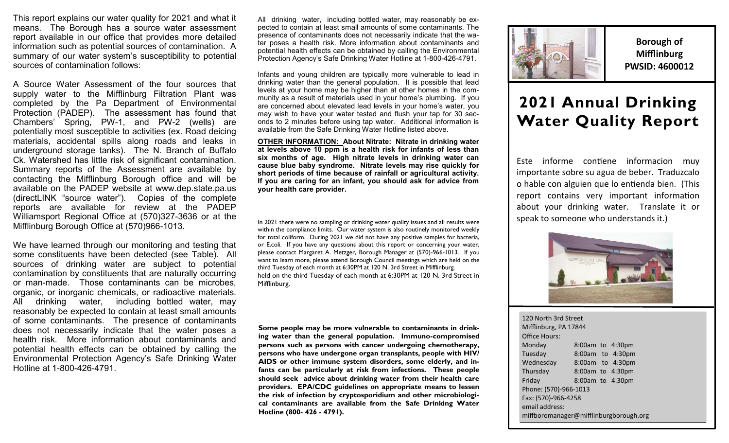This report explains our water quality for 2021 and what it means. The Borough has a source water assessment report available in our office that provides more detailed information such as potential sources of contamination. A summary of our water system's susceptibility to potential sources of contamination follows:

A Source Water Assessment of the four sources that supply water to the Mifflinburg Filtration Plant was completed by the Pa Department of Environmental Protection (PADEP). The assessment has found that Chambers' Spring, PW-1, and PW-2 (wells) are potentially most susceptible to activities (ex. Road deicing materials, accidental spills along roads and leaks in underground storage tanks). The N. Branch of Buffalo Ck. Watershed has little risk of significant contamination. Summary reports of the Assessment are available by contacting the Mifflinburg Borough office and will be available on the PADEP website at www.dep.state.pa.us (directLINK "source water"). Copies of the complete reports are available for review at the PADEP Williamsport Regional Office at (570)327-3636 or at the Mifflinburg Borough Office at (570)966-1013.

We have learned through our monitoring and testing that some constituents have been detected (see Table). All sources of drinking water are subject to potential contamination by constituents that are naturally occurring or man-made. Those contaminants can be microbes, organic, or inorganic chemicals, or radioactive materials. All drinking water, including bottled water, may reasonably be expected to contain at least small amounts of some contaminants. The presence of contaminants does not necessarily indicate that the water poses a health risk. More information about contaminants and potential health effects can be obtained by calling the Environmental Protection Agency's Safe Drinking Water Hotline at 1-800-426-4791.

All drinking water, including bottled water, may reasonably be expected to contain at least small amounts of some contaminants. The presence of contaminants does not necessarily indicate that the water poses a health risk. More information about contaminants and potential health effects can be obtained by calling the Environmental Protection Agency's Safe Drinking Water Hotline at 1-800-426-4791.

Infants and young children are typically more vulnerable to lead in drinking water than the general population. It is possible that lead levels at your home may be higher than at other homes in the community as a result of materials used in your home's plumbing. If you are concerned about elevated lead levels in your home's water, you may wish to have your water tested and flush your tap for 30 seconds to 2 minutes before using tap water. Additional information is available from the Safe Drinking Water Hotline listed above.

**OTHER INFORMATION: About Nitrate: Nitrate in drinking water at levels above 10 ppm is a health risk for infants of less than six months of age. High nitrate levels in drinking water can cause blue baby syndrome. Nitrate levels may rise quickly for short periods of time because of rainfall or agricultural activity. If you are caring for an infant, you should ask for advice from your health care provider.**

In 2021 there were no sampling or drinking water quality issues and all results were within the compliance limits. Our water system is also routinely monitored weekly for total coliform. During 2021 we did not have any positive samples for bacteria, or E.coli. If you have any questions about this report or concerning your water, please contact Margaret A. Metzger, Borough Manager at (570)-966-1013. If you want to learn more, please attend Borough Council meetings which are held on the third Tuesday of each month at 6:30PM at 120 N. 3rd Street in Mifflinburg.
held on the third Tuesday of each month at 6:30PM at 120 N. 3rd Street in Mifflinburg.

**Some people may be more vulnerable to contaminants in drinking water than the general population. Immuno-compromised persons such as persons with cancer undergoing chemotherapy, persons who have undergone organ transplants, people with HIV/AIDS or other immune system disorders, some elderly, and infants can be particularly at risk from infections. These people should seek advice about drinking water from their health care providers. EPA/CDC guidelines on appropriate means to lessen the risk of infection by cryptosporidium and other microbiological contaminants are available from the Safe Drinking Water Hotline (800- 426 - 4791).**

**Borough of Mifflinburg**
**PWSID: 4600012**

# 2021 Annual Drinking Water Quality Report

Este informe contiene informacion muy importante sobre su agua de beber. Traduzcalo o hable con alguien que lo entienda bien. (This report contains very important information about your drinking water. Translate it or speak to someone who understands it.)

120 North 3rd Street
Mifflinburg, PA 17844
Office Hours:

| | |
|---|---|
| Monday | 8:00am to 4:30pm |
| Tuesday | 8:00am to 4:30pm |
| Wednesday | 8:00am to 4:30pm |
| Thursday | 8:00am to 4:30pm |
| Friday | 8:00am to 4:30pm |

Phone: (570)-966-1013
Fax: (570)-966-4258
email address:
miffboromanager@mifflinburgborough.org